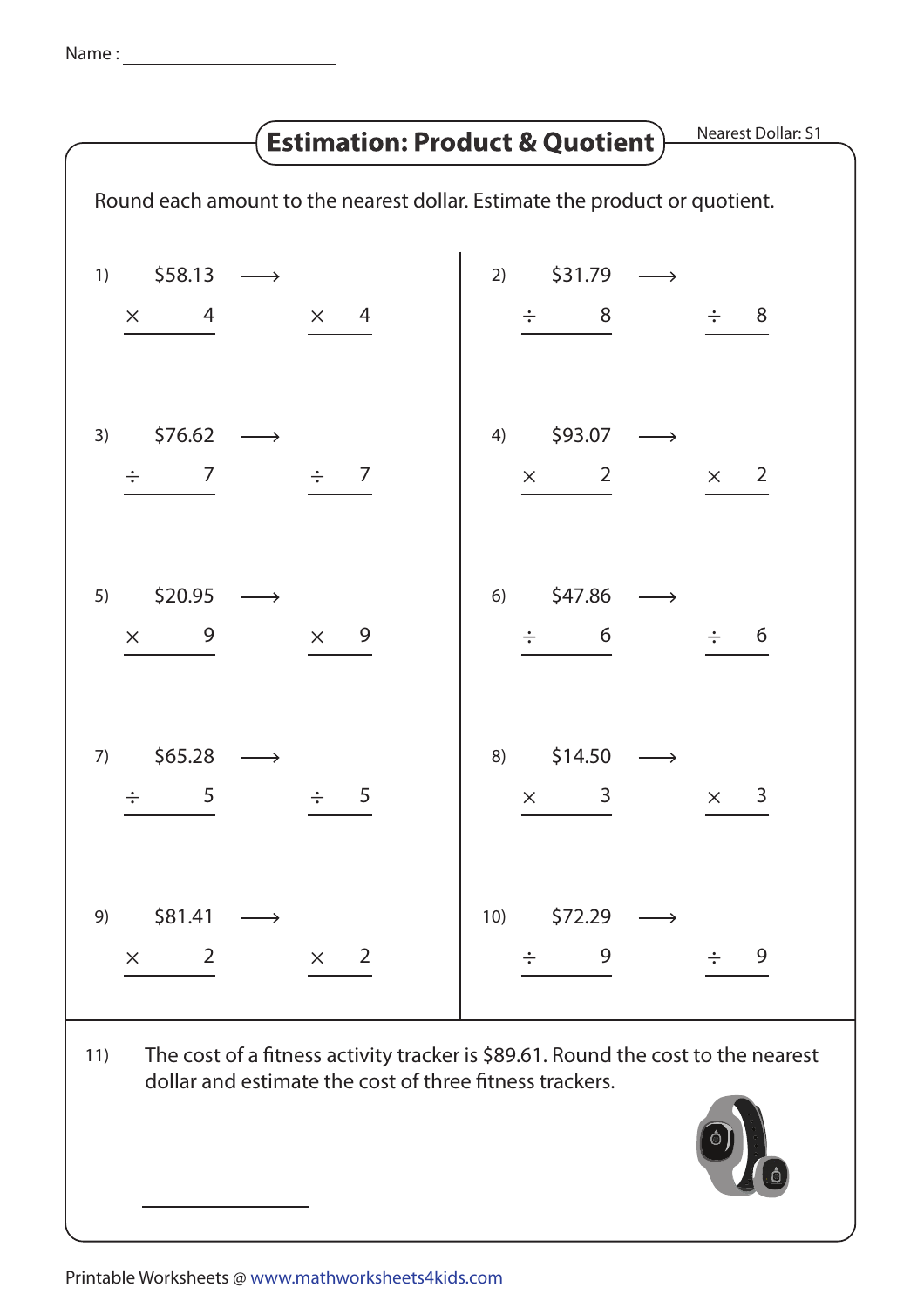Name : ____________________

# Estimation: Product & Quotient

Nearest Dollar: S1

Round each amount to the nearest dollar. Estimate the product or quotient.

1) $58.13 ⟶ $\times$ 4 ⟶ $\times$ 4

2) $31.79 ⟶ $\div$ 8 ⟶ $\div$ 8

3) $76.62 ⟶ $\div$ 7 ⟶ $\div$ 7

4) $93.07 ⟶ $\times$ 2 ⟶ $\times$ 2

5) $20.95 ⟶ $\times$ 9 ⟶ $\times$ 9

6) $47.86 ⟶ $\div$ 6 ⟶ $\div$ 6

7) $65.28 ⟶ $\div$ 5 ⟶ $\div$ 5

8) $14.50 ⟶ $\times$ 3 ⟶ $\times$ 3

9) $81.41 ⟶ $\times$ 2 ⟶ $\times$ 2

10) $72.29 ⟶ $\div$ 9 ⟶ $\div$ 9

11) The cost of a fitness activity tracker is $89.61. Round the cost to the nearest dollar and estimate the cost of three fitness trackers.

____________________

Printable Worksheets @ www.mathworksheets4kids.com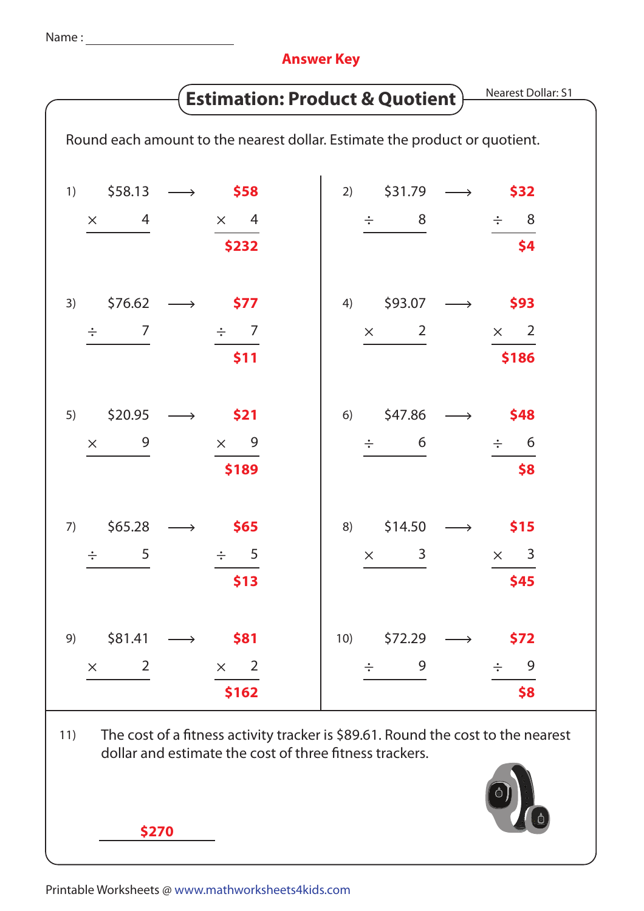Name : ____________________

**Answer Key**

# Estimation: Product & Quotient

Nearest Dollar: S1

Round each amount to the nearest dollar. Estimate the product or quotient.

1) $58.13 × 4 ⟶ **$58 × 4 = $232**

2) $31.79 ÷ 8 ⟶ **$32 ÷ 8 = $4**

3) $76.62 ÷ 7 ⟶ **$77 ÷ 7 = $11**

4) $93.07 × 2 ⟶ **$93 × 2 = $186**

5) $20.95 × 9 ⟶ **$21 × 9 = $189**

6) $47.86 ÷ 6 ⟶ **$48 ÷ 6 = $8**

7) $65.28 ÷ 5 ⟶ **$65 ÷ 5 = $13**

8) $14.50 × 3 ⟶ **$15 × 3 = $45**

9) $81.41 × 2 ⟶ **$81 × 2 = $162**

10) $72.29 ÷ 9 ⟶ **$72 ÷ 9 = $8**

11) The cost of a fitness activity tracker is $89.61. Round the cost to the nearest dollar and estimate the cost of three fitness trackers.

**$270**

Printable Worksheets @ www.mathworksheets4kids.com